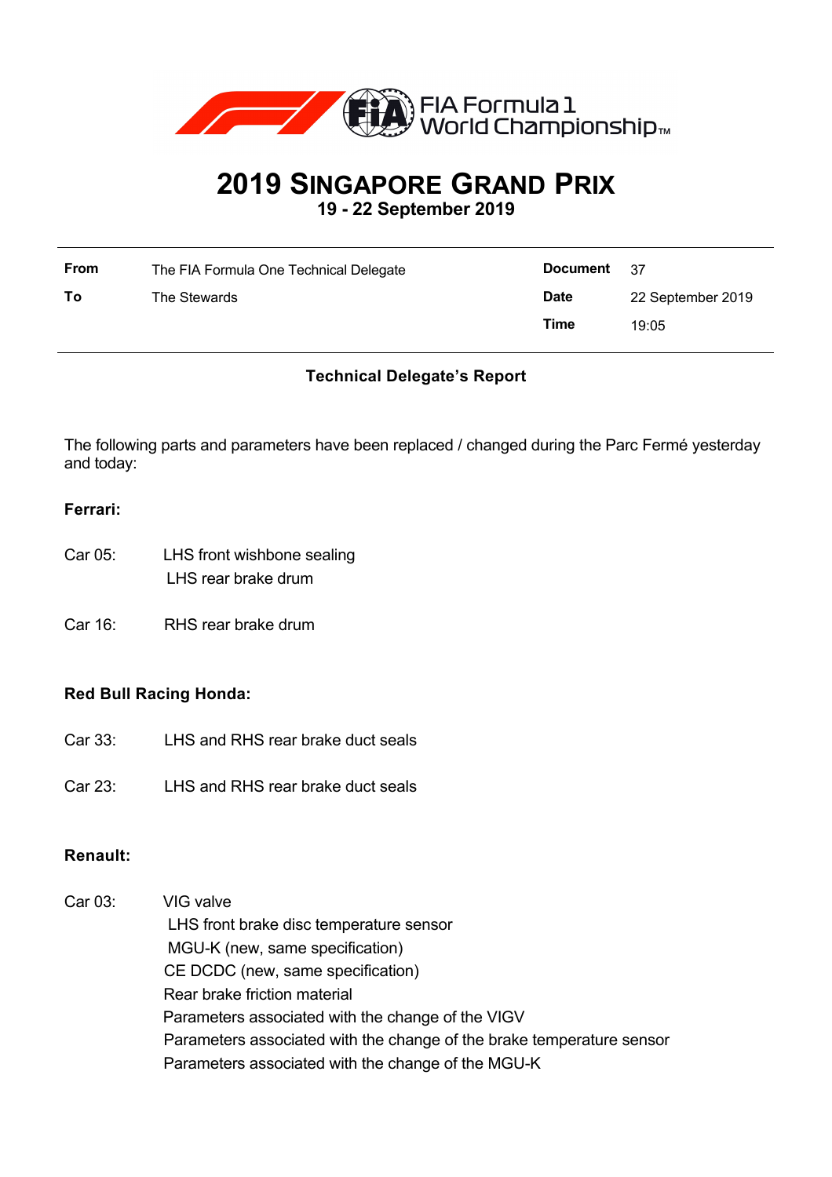FIA Formula 1 World Championship

# 2019 SINGAPORE GRAND PRIX

**19 - 22 September 2019**

| | | | |
|---|---|---|---|
| **From** | The FIA Formula One Technical Delegate | **Document** | 37 |
| **To** | The Stewards | **Date** | 22 September 2019 |
| | | **Time** | 19:05 |

**Technical Delegate's Report**

The following parts and parameters have been replaced / changed during the Parc Fermé yesterday and today:

**Ferrari:**

Car 05: LHS front wishbone sealing
LHS rear brake drum

Car 16: RHS rear brake drum

**Red Bull Racing Honda:**

Car 33: LHS and RHS rear brake duct seals

Car 23: LHS and RHS rear brake duct seals

**Renault:**

Car 03: VIG valve
LHS front brake disc temperature sensor
MGU-K (new, same specification)
CE DCDC (new, same specification)
Rear brake friction material
Parameters associated with the change of the VIGV
Parameters associated with the change of the brake temperature sensor
Parameters associated with the change of the MGU-K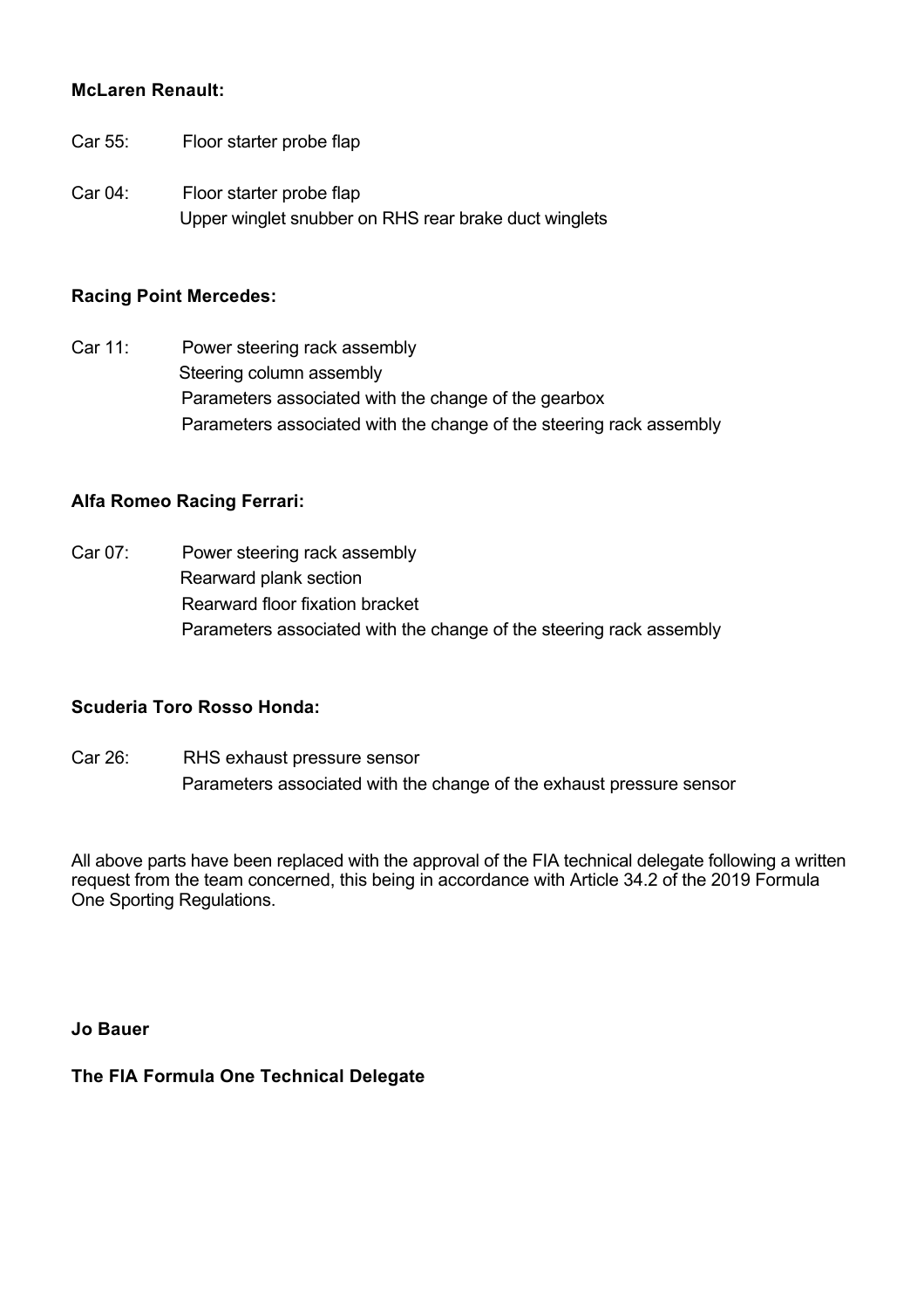**McLaren Renault:**

Car 55: Floor starter probe flap

Car 04: Floor starter probe flap
Upper winglet snubber on RHS rear brake duct winglets

**Racing Point Mercedes:**

Car 11: Power steering rack assembly
Steering column assembly
Parameters associated with the change of the gearbox
Parameters associated with the change of the steering rack assembly

**Alfa Romeo Racing Ferrari:**

Car 07: Power steering rack assembly
Rearward plank section
Rearward floor fixation bracket
Parameters associated with the change of the steering rack assembly

**Scuderia Toro Rosso Honda:**

Car 26: RHS exhaust pressure sensor
Parameters associated with the change of the exhaust pressure sensor

All above parts have been replaced with the approval of the FIA technical delegate following a written request from the team concerned, this being in accordance with Article 34.2 of the 2019 Formula One Sporting Regulations.

**Jo Bauer**

**The FIA Formula One Technical Delegate**